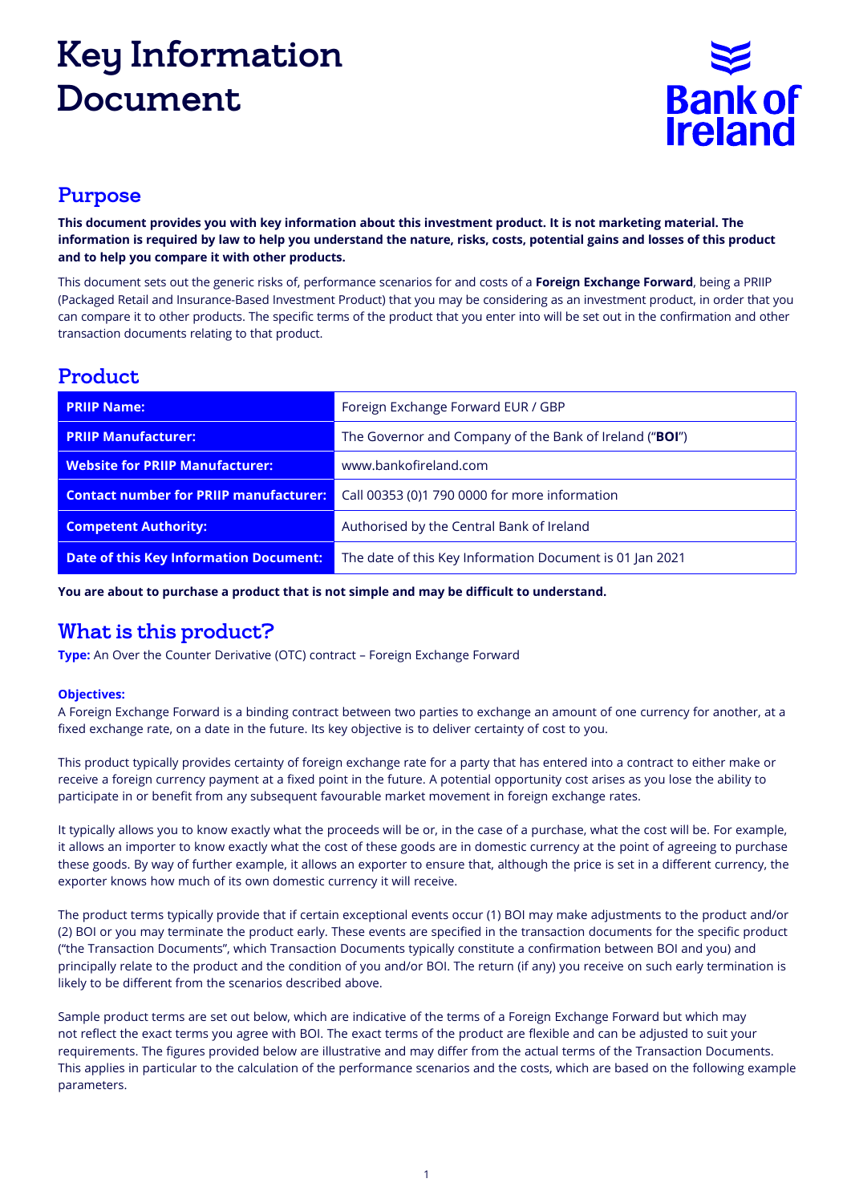# Key Information Document

## Purpose

**This document provides you with key information about this investment product. It is not marketing material. The information is required by law to help you understand the nature, risks, costs, potential gains and losses of this product and to help you compare it with other products.**

This document sets out the generic risks of, performance scenarios for and costs of a **Foreign Exchange Forward**, being a PRIIP (Packaged Retail and Insurance-Based Investment Product) that you may be considering as an investment product, in order that you can compare it to other products. The specific terms of the product that you enter into will be set out in the confirmation and other transaction documents relating to that product.

## Product

| | |
|---|---|
| **PRIIP Name:** | Foreign Exchange Forward EUR / GBP |
| **PRIIP Manufacturer:** | The Governor and Company of the Bank of Ireland ("**BOI**") |
| **Website for PRIIP Manufacturer:** | www.bankofireland.com |
| **Contact number for PRIIP manufacturer:** | Call 00353 (0)1 790 0000 for more information |
| **Competent Authority:** | Authorised by the Central Bank of Ireland |
| **Date of this Key Information Document:** | The date of this Key Information Document is 01 Jan 2021 |

**You are about to purchase a product that is not simple and may be difficult to understand.**

## What is this product?

**Type:** An Over the Counter Derivative (OTC) contract – Foreign Exchange Forward

**Objectives:**

A Foreign Exchange Forward is a binding contract between two parties to exchange an amount of one currency for another, at a fixed exchange rate, on a date in the future. Its key objective is to deliver certainty of cost to you.

This product typically provides certainty of foreign exchange rate for a party that has entered into a contract to either make or receive a foreign currency payment at a fixed point in the future. A potential opportunity cost arises as you lose the ability to participate in or benefit from any subsequent favourable market movement in foreign exchange rates.

It typically allows you to know exactly what the proceeds will be or, in the case of a purchase, what the cost will be. For example, it allows an importer to know exactly what the cost of these goods are in domestic currency at the point of agreeing to purchase these goods. By way of further example, it allows an exporter to ensure that, although the price is set in a different currency, the exporter knows how much of its own domestic currency it will receive.

The product terms typically provide that if certain exceptional events occur (1) BOI may make adjustments to the product and/or (2) BOI or you may terminate the product early. These events are specified in the transaction documents for the specific product ("the Transaction Documents", which Transaction Documents typically constitute a confirmation between BOI and you) and principally relate to the product and the condition of you and/or BOI. The return (if any) you receive on such early termination is likely to be different from the scenarios described above.

Sample product terms are set out below, which are indicative of the terms of a Foreign Exchange Forward but which may not reflect the exact terms you agree with BOI. The exact terms of the product are flexible and can be adjusted to suit your requirements. The figures provided below are illustrative and may differ from the actual terms of the Transaction Documents. This applies in particular to the calculation of the performance scenarios and the costs, which are based on the following example parameters.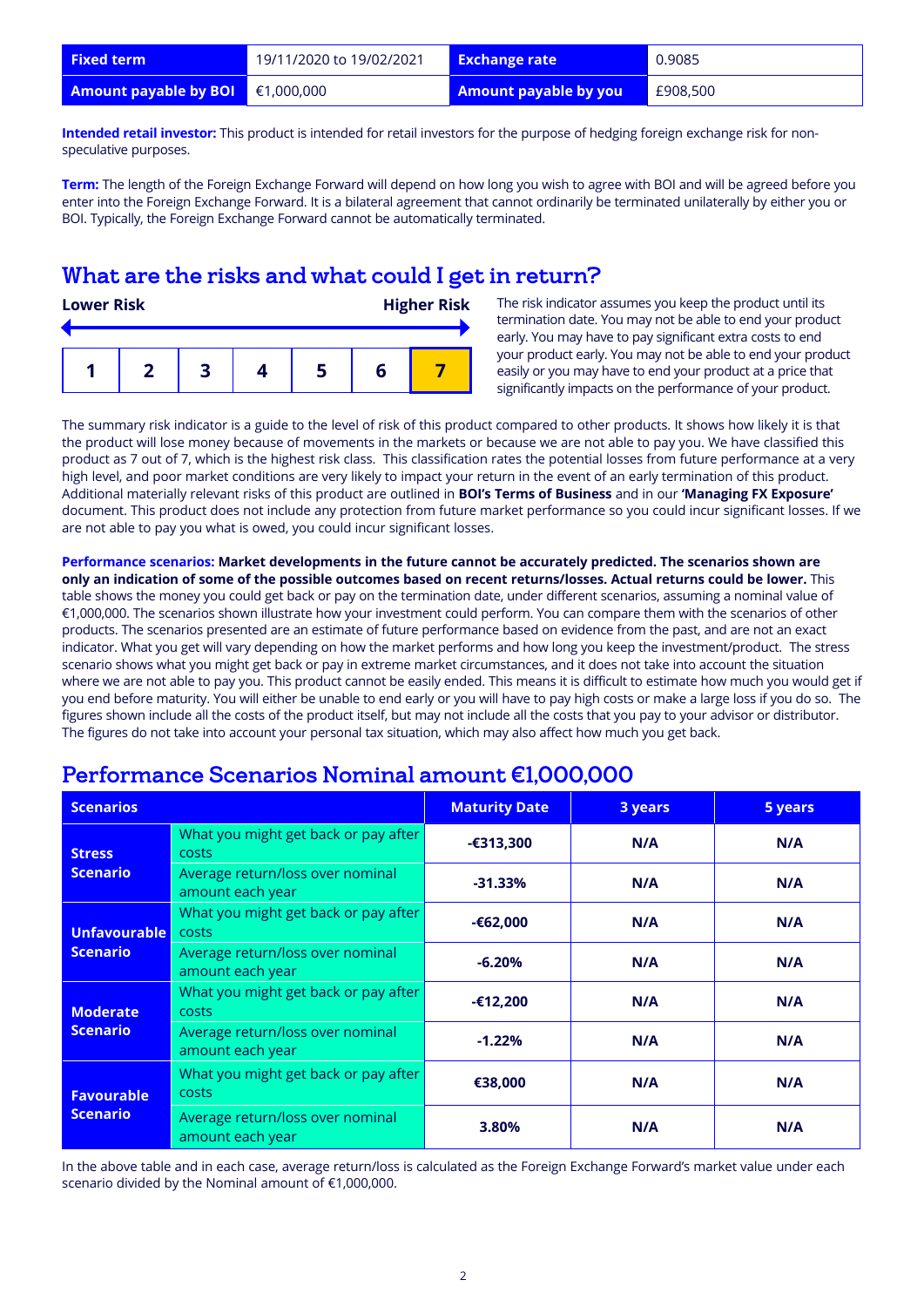| Fixed term | 19/11/2020 to 19/02/2021 | Exchange rate | 0.9085 |
| --- | --- | --- | --- |
| Amount payable by BOI | €1,000,000 | Amount payable by you | £908,500 |

**Intended retail investor:** This product is intended for retail investors for the purpose of hedging foreign exchange risk for non-speculative purposes.

**Term:** The length of the Foreign Exchange Forward will depend on how long you wish to agree with BOI and will be agreed before you enter into the Foreign Exchange Forward. It is a bilateral agreement that cannot ordinarily be terminated unilaterally by either you or BOI. Typically, the Foreign Exchange Forward cannot be automatically terminated.

## What are the risks and what could I get in return?

**Lower Risk** **Higher Risk**

| 1 | 2 | 3 | 4 | 5 | 6 | **7** |
| --- | --- | --- | --- | --- | --- | --- |

The risk indicator assumes you keep the product until its termination date. You may not be able to end your product early. You may have to pay significant extra costs to end your product early. You may not be able to end your product easily or you may have to end your product at a price that significantly impacts on the performance of your product.

The summary risk indicator is a guide to the level of risk of this product compared to other products. It shows how likely it is that the product will lose money because of movements in the markets or because we are not able to pay you. We have classified this product as 7 out of 7, which is the highest risk class. This classification rates the potential losses from future performance at a very high level, and poor market conditions are very likely to impact your return in the event of an early termination of this product. Additional materially relevant risks of this product are outlined in **BOI's Terms of Business** and in our **'Managing FX Exposure'** document. This product does not include any protection from future market performance so you could incur significant losses. If we are not able to pay you what is owed, you could incur significant losses.

**Performance scenarios: Market developments in the future cannot be accurately predicted. The scenarios shown are only an indication of some of the possible outcomes based on recent returns/losses. Actual returns could be lower.** This table shows the money you could get back or pay on the termination date, under different scenarios, assuming a nominal value of €1,000,000. The scenarios shown illustrate how your investment could perform. You can compare them with the scenarios of other products. The scenarios presented are an estimate of future performance based on evidence from the past, and are not an exact indicator. What you get will vary depending on how the market performs and how long you keep the investment/product. The stress scenario shows what you might get back or pay in extreme market circumstances, and it does not take into account the situation where we are not able to pay you. This product cannot be easily ended. This means it is difficult to estimate how much you would get if you end before maturity. You will either be unable to end early or you will have to pay high costs or make a large loss if you do so. The figures shown include all the costs of the product itself, but may not include all the costs that you pay to your advisor or distributor. The figures do not take into account your personal tax situation, which may also affect how much you get back.

## Performance Scenarios Nominal amount €1,000,000

| Scenarios | | Maturity Date | 3 years | 5 years |
| --- | --- | --- | --- | --- |
| Stress Scenario | What you might get back or pay after costs | -€313,300 | N/A | N/A |
| | Average return/loss over nominal amount each year | -31.33% | N/A | N/A |
| Unfavourable Scenario | What you might get back or pay after costs | -€62,000 | N/A | N/A |
| | Average return/loss over nominal amount each year | -6.20% | N/A | N/A |
| Moderate Scenario | What you might get back or pay after costs | -€12,200 | N/A | N/A |
| | Average return/loss over nominal amount each year | -1.22% | N/A | N/A |
| Favourable Scenario | What you might get back or pay after costs | €38,000 | N/A | N/A |
| | Average return/loss over nominal amount each year | 3.80% | N/A | N/A |

In the above table and in each case, average return/loss is calculated as the Foreign Exchange Forward's market value under each scenario divided by the Nominal amount of €1,000,000.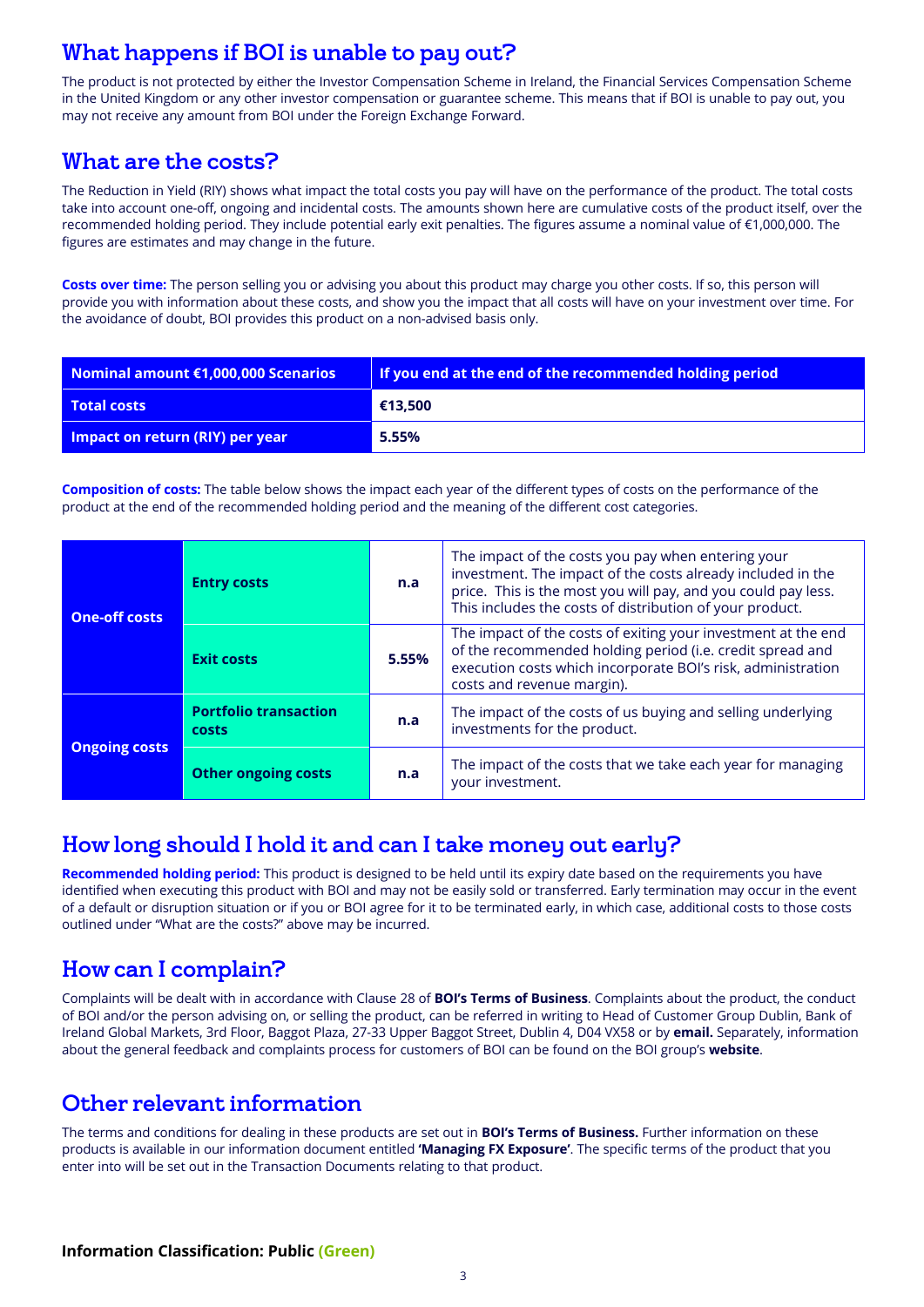## What happens if BOI is unable to pay out?

The product is not protected by either the Investor Compensation Scheme in Ireland, the Financial Services Compensation Scheme in the United Kingdom or any other investor compensation or guarantee scheme. This means that if BOI is unable to pay out, you may not receive any amount from BOI under the Foreign Exchange Forward.

## What are the costs?

The Reduction in Yield (RIY) shows what impact the total costs you pay will have on the performance of the product. The total costs take into account one-off, ongoing and incidental costs. The amounts shown here are cumulative costs of the product itself, over the recommended holding period. They include potential early exit penalties. The figures assume a nominal value of €1,000,000. The figures are estimates and may change in the future.

**Costs over time:** The person selling you or advising you about this product may charge you other costs. If so, this person will provide you with information about these costs, and show you the impact that all costs will have on your investment over time. For the avoidance of doubt, BOI provides this product on a non-advised basis only.

| Nominal amount €1,000,000 Scenarios | If you end at the end of the recommended holding period |
|---|---|
| **Total costs** | **€13,500** |
| **Impact on return (RIY) per year** | **5.55%** |

**Composition of costs:** The table below shows the impact each year of the different types of costs on the performance of the product at the end of the recommended holding period and the meaning of the different cost categories.

| | | | |
|---|---|---|---|
| **One-off costs** | **Entry costs** | **n.a** | The impact of the costs you pay when entering your investment. The impact of the costs already included in the price. This is the most you will pay, and you could pay less. This includes the costs of distribution of your product. |
| | **Exit costs** | **5.55%** | The impact of the costs of exiting your investment at the end of the recommended holding period (i.e. credit spread and execution costs which incorporate BOI's risk, administration costs and revenue margin). |
| **Ongoing costs** | **Portfolio transaction costs** | **n.a** | The impact of the costs of us buying and selling underlying investments for the product. |
| | **Other ongoing costs** | **n.a** | The impact of the costs that we take each year for managing your investment. |

## How long should I hold it and can I take money out early?

**Recommended holding period:** This product is designed to be held until its expiry date based on the requirements you have identified when executing this product with BOI and may not be easily sold or transferred. Early termination may occur in the event of a default or disruption situation or if you or BOI agree for it to be terminated early, in which case, additional costs to those costs outlined under "What are the costs?" above may be incurred.

## How can I complain?

Complaints will be dealt with in accordance with Clause 28 of **BOI's Terms of Business**. Complaints about the product, the conduct of BOI and/or the person advising on, or selling the product, can be referred in writing to Head of Customer Group Dublin, Bank of Ireland Global Markets, 3rd Floor, Baggot Plaza, 27-33 Upper Baggot Street, Dublin 4, D04 VX58 or by **email.** Separately, information about the general feedback and complaints process for customers of BOI can be found on the BOI group's **website**.

## Other relevant information

The terms and conditions for dealing in these products are set out in **BOI's Terms of Business.** Further information on these products is available in our information document entitled **'Managing FX Exposure'**. The specific terms of the product that you enter into will be set out in the Transaction Documents relating to that product.

**Information Classification: Public (Green)**